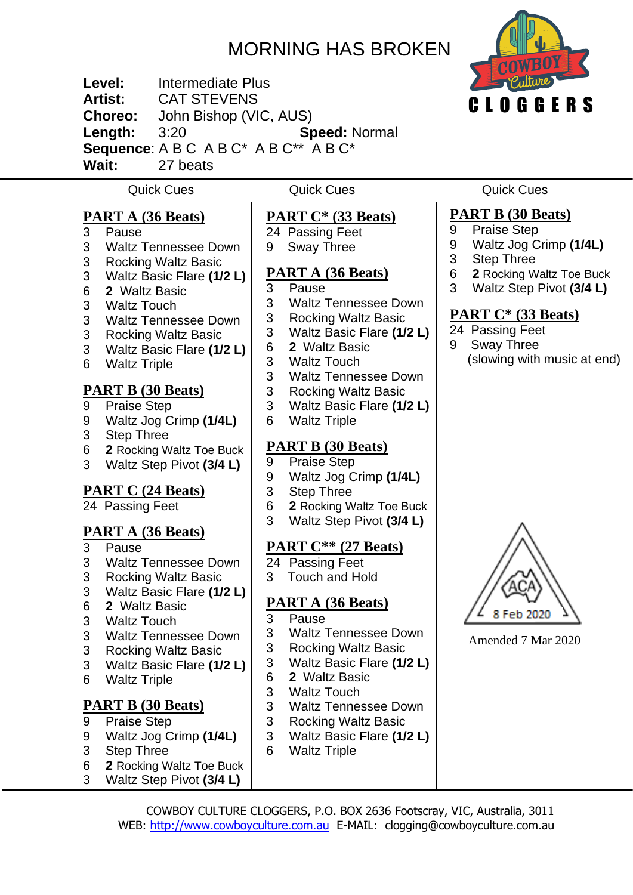# MORNING HAS BROKEN

**Level:** Intermediate Plus
**Artist:** CAT STEVENS
**Choreo:** John Bishop (VIC, AUS)
**Length:** 3:20 **Speed:** Normal
**Sequence**: A B C A B C* A B C** A B C*
**Wait:** 27 beats

COWBOY Culture CLOGGERS

Quick Cues

## PART A (36 Beats)

3 Pause
3 Waltz Tennessee Down
3 Rocking Waltz Basic
3 Waltz Basic Flare **(1/2 L)**
6 **2** Waltz Basic
3 Waltz Touch
3 Waltz Tennessee Down
3 Rocking Waltz Basic
3 Waltz Basic Flare **(1/2 L)**
6 Waltz Triple

## PART B (30 Beats)

9 Praise Step
9 Waltz Jog Crimp **(1/4L)**
3 Step Three
6 **2** Rocking Waltz Toe Buck
3 Waltz Step Pivot **(3/4 L)**

## PART C (24 Beats)

24 Passing Feet

## PART A (36 Beats)

3 Pause
3 Waltz Tennessee Down
3 Rocking Waltz Basic
3 Waltz Basic Flare **(1/2 L)**
6 **2** Waltz Basic
3 Waltz Touch
3 Waltz Tennessee Down
3 Rocking Waltz Basic
3 Waltz Basic Flare **(1/2 L)**
6 Waltz Triple

## PART B (30 Beats)

9 Praise Step
9 Waltz Jog Crimp **(1/4L)**
3 Step Three
6 **2** Rocking Waltz Toe Buck
3 Waltz Step Pivot **(3/4 L)**

Quick Cues

## PART C* (33 Beats)

24 Passing Feet
9 Sway Three

## PART A (36 Beats)

3 Pause
3 Waltz Tennessee Down
3 Rocking Waltz Basic
3 Waltz Basic Flare **(1/2 L)**
6 **2** Waltz Basic
3 Waltz Touch
3 Waltz Tennessee Down
3 Rocking Waltz Basic
3 Waltz Basic Flare **(1/2 L)**
6 Waltz Triple

## PART B (30 Beats)

9 Praise Step
9 Waltz Jog Crimp **(1/4L)**
3 Step Three
6 **2** Rocking Waltz Toe Buck
3 Waltz Step Pivot **(3/4 L)**

## PART C** (27 Beats)

24 Passing Feet
3 Touch and Hold

## PART A (36 Beats)

3 Pause
3 Waltz Tennessee Down
3 Rocking Waltz Basic
3 Waltz Basic Flare **(1/2 L)**
6 **2** Waltz Basic
3 Waltz Touch
3 Waltz Tennessee Down
3 Rocking Waltz Basic
3 Waltz Basic Flare **(1/2 L)**
6 Waltz Triple

Quick Cues

## PART B (30 Beats)

9 Praise Step
9 Waltz Jog Crimp **(1/4L)**
3 Step Three
6 **2** Rocking Waltz Toe Buck
3 Waltz Step Pivot **(3/4 L)**

## PART C* (33 Beats)

24 Passing Feet
9 Sway Three
(slowing with music at end)

ACA 8 Feb 2020

Amended 7 Mar 2020

COWBOY CULTURE CLOGGERS, P.O. BOX 2636 Footscray, VIC, Australia, 3011
WEB: http://www.cowboyculture.com.au E-MAIL: clogging@cowboyculture.com.au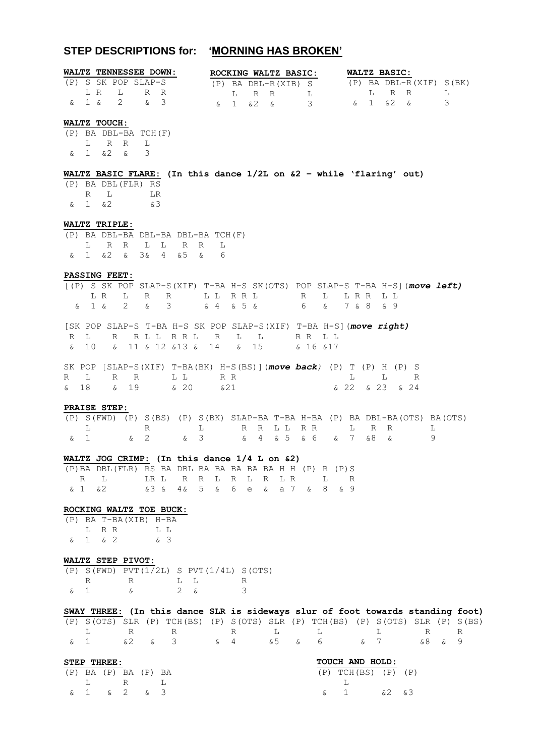## STEP DESCRIPTIONS for: 'MORNING HAS BROKEN'

**WALTZ TENNESSEE DOWN:**

```
(P) S SK POP SLAP-S
    L R   L    R R
 &  1 &   2    & 3
```

**ROCKING WALTZ BASIC:**

```
(P) BA DBL-R(XIB) S
    L   R  R      L
 &  1  &2  &      3
```

**WALTZ BASIC:**

```
(P) BA DBL-R(XIF) S(BK)
    L   R  R      L
 &  1  &2  &      3
```

**WALTZ TOUCH:**

```
(P) BA DBL-BA TCH(F)
    L   R  R   L
 &  1  &2  &   3
```

**WALTZ BASIC FLARE: (In this dance 1/2L on &2 – while 'flaring' out)**

```
(P) BA DBL(FLR) RS
    R   L       LR
 &  1  &2       &3
```

**WALTZ TRIPLE:**

```
(P) BA DBL-BA DBL-BA DBL-BA TCH(F)
    L   R  R   L  L   R  R   L
 &  1  &2  &  3&  4  &5  &   6
```

**PASSING FEET:**

```
[(P) S SK POP SLAP-S(XIF) T-BA H-S SK(OTS) POP SLAP-S T-BA H-S](move left)
     L R   L    R  R       L L  R R L        R    L    L R  R L L
  &  1 &   2    &  3       & 4  & 5 &        6    &    7 &  8 & 9

[SK POP SLAP-S T-BA H-S SK POP SLAP-S(XIF) T-BA H-S](move right)
 R  L    R  R L L R R L  R   L    L         R R  L L
 &  10   &  11 & 12 &13 & 14  &   15        & 16 &17

SK POP [SLAP-S(XIF) T-BA(BK) H-S(BS)](move back) (P) T (P) H (P) S
R  L    R  R        L L      R R                     L     L     R
&  18   &  19       & 20     &21                  &  22 &  23 &  24
```

**PRAISE STEP:**

```
(P) S(FWD) (P) S(BS) (P) S(BK) SLAP-BA T-BA H-BA (P) BA DBL-BA(OTS) BA(OTS)
    L          R         L        R R  L L  R R      L   R  R        L
 &  1       &  2      &  3        & 4  & 5  & 6   &  7  &8  &         9
```

**WALTZ JOG CRIMP: (In this dance 1/4 L on &2)**

```
(P)BA DBL(FLR) RS BA DBL BA BA BA BA BA H H (P) R (P)S
   R   L       LR L  R R  L  R  L  R  L R     L     R
 & 1  &2       &3 &  4&  5  &  6  e  &  a 7  &  8  & 9
```

**ROCKING WALTZ TOE BUCK:**

```
(P) BA T-BA(XIB) H-BA
    L  R R       L L
 &  1  & 2       & 3
```

**WALTZ STEP PIVOT:**

```
(P) S(FWD) PVT(1/2L) S PVT(1/4L) S(OTS)
    R      R         L L         R
 &  1      &         2 &         3
```

**SWAY THREE: (In this dance SLR is sideways slur of foot towards standing foot)**

```
(P) S(OTS) SLR (P) TCH(BS) (P) S(OTS) SLR (P) TCH(BS) (P) S(OTS) SLR (P) S(BS)
    L       R       R          R       L       L          L       R       R
 &  1      &2   &   3       &  4      &5   &   6       &  7      &8   &   9
```

**STEP THREE:**

```
(P) BA (P) BA (P) BA
    L      R      L
 &  1   &  2   &  3
```

**TOUCH AND HOLD:**

```
(P) TCH(BS) (P) (P)
    L
 &  1       &2  &3
```